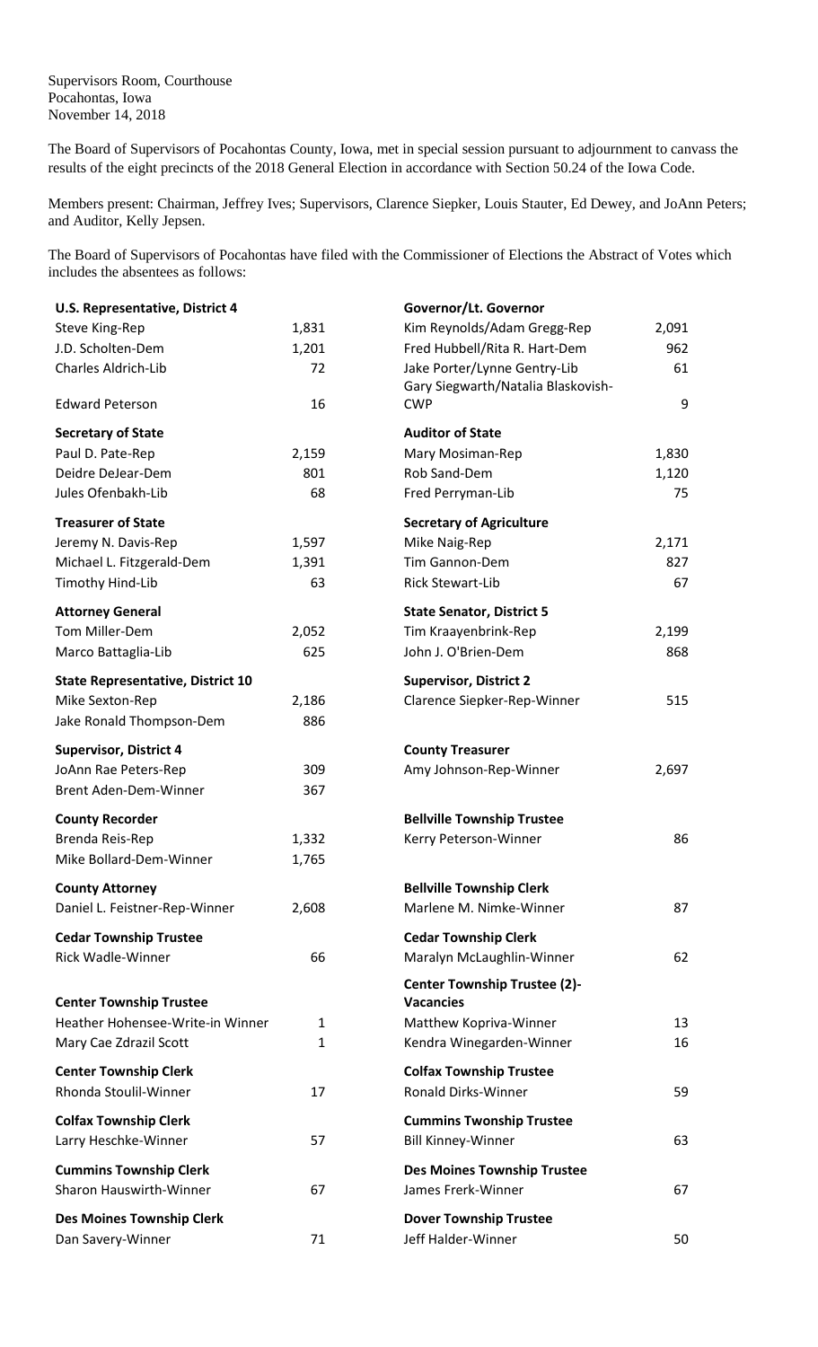Supervisors Room, Courthouse
Pocahontas, Iowa
November 14, 2018

The Board of Supervisors of Pocahontas County, Iowa, met in special session pursuant to adjournment to canvass the results of the eight precincts of the 2018 General Election in accordance with Section 50.24 of the Iowa Code.

Members present: Chairman, Jeffrey Ives; Supervisors, Clarence Siepker, Louis Stauter, Ed Dewey, and JoAnn Peters; and Auditor, Kelly Jepsen.

The Board of Supervisors of Pocahontas have filed with the Commissioner of Elections the Abstract of Votes which includes the absentees as follows:

| **U.S. Representative, District 4** | | **Governor/Lt. Governor** | |
|---|---|---|---|
| Steve King-Rep | 1,831 | Kim Reynolds/Adam Gregg-Rep | 2,091 |
| J.D. Scholten-Dem | 1,201 | Fred Hubbell/Rita R. Hart-Dem | 962 |
| Charles Aldrich-Lib | 72 | Jake Porter/Lynne Gentry-Lib | 61 |
| Edward Peterson | 16 | Gary Siegwarth/Natalia Blaskovish-CWP | 9 |
| **Secretary of State** | | **Auditor of State** | |
| Paul D. Pate-Rep | 2,159 | Mary Mosiman-Rep | 1,830 |
| Deidre DeJear-Dem | 801 | Rob Sand-Dem | 1,120 |
| Jules Ofenbakh-Lib | 68 | Fred Perryman-Lib | 75 |
| **Treasurer of State** | | **Secretary of Agriculture** | |
| Jeremy N. Davis-Rep | 1,597 | Mike Naig-Rep | 2,171 |
| Michael L. Fitzgerald-Dem | 1,391 | Tim Gannon-Dem | 827 |
| Timothy Hind-Lib | 63 | Rick Stewart-Lib | 67 |
| **Attorney General** | | **State Senator, District 5** | |
| Tom Miller-Dem | 2,052 | Tim Kraayenbrink-Rep | 2,199 |
| Marco Battaglia-Lib | 625 | John J. O'Brien-Dem | 868 |
| **State Representative, District 10** | | **Supervisor, District 2** | |
| Mike Sexton-Rep | 2,186 | Clarence Siepker-Rep-Winner | 515 |
| Jake Ronald Thompson-Dem | 886 | | |
| **Supervisor, District 4** | | **County Treasurer** | |
| JoAnn Rae Peters-Rep | 309 | Amy Johnson-Rep-Winner | 2,697 |
| Brent Aden-Dem-Winner | 367 | | |
| **County Recorder** | | **Bellville Township Trustee** | |
| Brenda Reis-Rep | 1,332 | Kerry Peterson-Winner | 86 |
| Mike Bollard-Dem-Winner | 1,765 | | |
| **County Attorney** | | **Bellville Township Clerk** | |
| Daniel L. Feistner-Rep-Winner | 2,608 | Marlene M. Nimke-Winner | 87 |
| **Cedar Township Trustee** | | **Cedar Township Clerk** | |
| Rick Wadle-Winner | 66 | Maralyn McLaughlin-Winner | 62 |
| **Center Township Trustee** | | **Center Township Trustee (2)-Vacancies** | |
| Heather Hohensee-Write-in Winner | 1 | Matthew Kopriva-Winner | 13 |
| Mary Cae Zdrazil Scott | 1 | Kendra Winegarden-Winner | 16 |
| **Center Township Clerk** | | **Colfax Township Trustee** | |
| Rhonda Stoulil-Winner | 17 | Ronald Dirks-Winner | 59 |
| **Colfax Township Clerk** | | **Cummins Twonship Trustee** | |
| Larry Heschke-Winner | 57 | Bill Kinney-Winner | 63 |
| **Cummins Township Clerk** | | **Des Moines Township Trustee** | |
| Sharon Hauswirth-Winner | 67 | James Frerk-Winner | 67 |
| **Des Moines Township Clerk** | | **Dover Township Trustee** | |
| Dan Savery-Winner | 71 | Jeff Halder-Winner | 50 |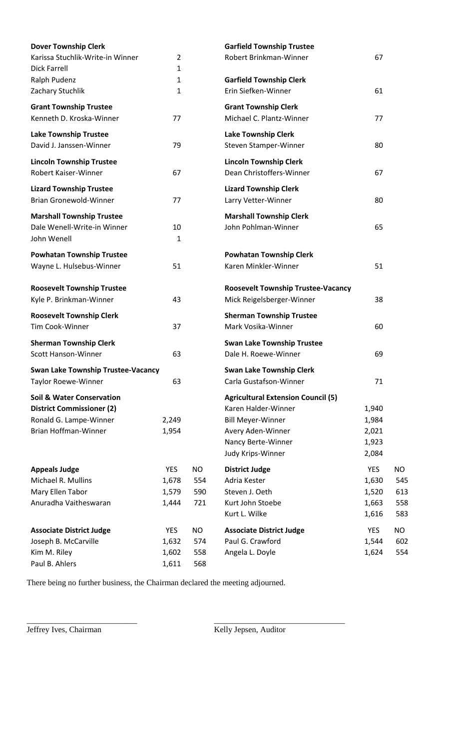**Dover Township Clerk**

| | |
|---|---|
| Karissa Stuchlik-Write-in Winner | 2 |
| Dick Farrell | 1 |
| Ralph Pudenz | 1 |
| Zachary Stuchlik | 1 |

**Grant Township Trustee**

| | |
|---|---|
| Kenneth D. Kroska-Winner | 77 |

**Lake Township Trustee**

| | |
|---|---|
| David J. Janssen-Winner | 79 |

**Lincoln Township Trustee**

| | |
|---|---|
| Robert Kaiser-Winner | 67 |

**Lizard Township Trustee**

| | |
|---|---|
| Brian Gronewold-Winner | 77 |

**Marshall Township Trustee**

| | |
|---|---|
| Dale Wenell-Write-in Winner | 10 |
| John Wenell | 1 |

**Powhatan Township Trustee**

| | |
|---|---|
| Wayne L. Hulsebus-Winner | 51 |

**Roosevelt Township Trustee**

| | |
|---|---|
| Kyle P. Brinkman-Winner | 43 |

**Roosevelt Township Clerk**

| | |
|---|---|
| Tim Cook-Winner | 37 |

**Sherman Township Clerk**

| | |
|---|---|
| Scott Hanson-Winner | 63 |

**Swan Lake Township Trustee-Vacancy**

| | |
|---|---|
| Taylor Roewe-Winner | 63 |

**Soil & Water Conservation District Commissioner (2)**

| | |
|---|---|
| Ronald G. Lampe-Winner | 2,249 |
| Brian Hoffman-Winner | 1,954 |

**Garfield Township Trustee**

| | |
|---|---|
| Robert Brinkman-Winner | 67 |

**Garfield Township Clerk**

| | |
|---|---|
| Erin Siefken-Winner | 61 |

**Grant Township Clerk**

| | |
|---|---|
| Michael C. Plantz-Winner | 77 |

**Lake Township Clerk**

| | |
|---|---|
| Steven Stamper-Winner | 80 |

**Lincoln Township Clerk**

| | |
|---|---|
| Dean Christoffers-Winner | 67 |

**Lizard Township Clerk**

| | |
|---|---|
| Larry Vetter-Winner | 80 |

**Marshall Township Clerk**

| | |
|---|---|
| John Pohlman-Winner | 65 |

**Powhatan Township Clerk**

| | |
|---|---|
| Karen Minkler-Winner | 51 |

**Roosevelt Township Trustee-Vacancy**

| | |
|---|---|
| Mick Reigelsberger-Winner | 38 |

**Sherman Township Trustee**

| | |
|---|---|
| Mark Vosika-Winner | 60 |

**Swan Lake Township Trustee**

| | |
|---|---|
| Dale H. Roewe-Winner | 69 |

**Swan Lake Township Clerk**

| | |
|---|---|
| Carla Gustafson-Winner | 71 |

**Agricultural Extension Council (5)**

| | |
|---|---|
| Karen Halder-Winner | 1,940 |
| Bill Meyer-Winner | 1,984 |
| Avery Aden-Winner | 2,021 |
| Nancy Berte-Winner | 1,923 |
| Judy Krips-Winner | 2,084 |

| **Appeals Judge** | YES | NO |
|---|---|---|
| Michael R. Mullins | 1,678 | 554 |
| Mary Ellen Tabor | 1,579 | 590 |
| Anuradha Vaitheswaran | 1,444 | 721 |

| **District Judge** | YES | NO |
|---|---|---|
| Adria Kester | 1,630 | 545 |
| Steven J. Oeth | 1,520 | 613 |
| Kurt John Stoebe | 1,663 | 558 |
| Kurt L. Wilke | 1,616 | 583 |

| **Associate District Judge** | YES | NO |
|---|---|---|
| Joseph B. McCarville | 1,632 | 574 |
| Kim M. Riley | 1,602 | 558 |
| Paul B. Ahlers | 1,611 | 568 |

| **Associate District Judge** | YES | NO |
|---|---|---|
| Paul G. Crawford | 1,544 | 602 |
| Angela L. Doyle | 1,624 | 554 |

There being no further business, the Chairman declared the meeting adjourned.

\_\_\_\_\_\_\_\_\_\_\_\_\_\_\_\_\_\_\_\_\_\_\_\_\_\_\_
Jeffrey Ives, Chairman

\_\_\_\_\_\_\_\_\_\_\_\_\_\_\_\_\_\_\_\_\_\_\_\_\_\_\_\_\_\_\_\_
Kelly Jepsen, Auditor